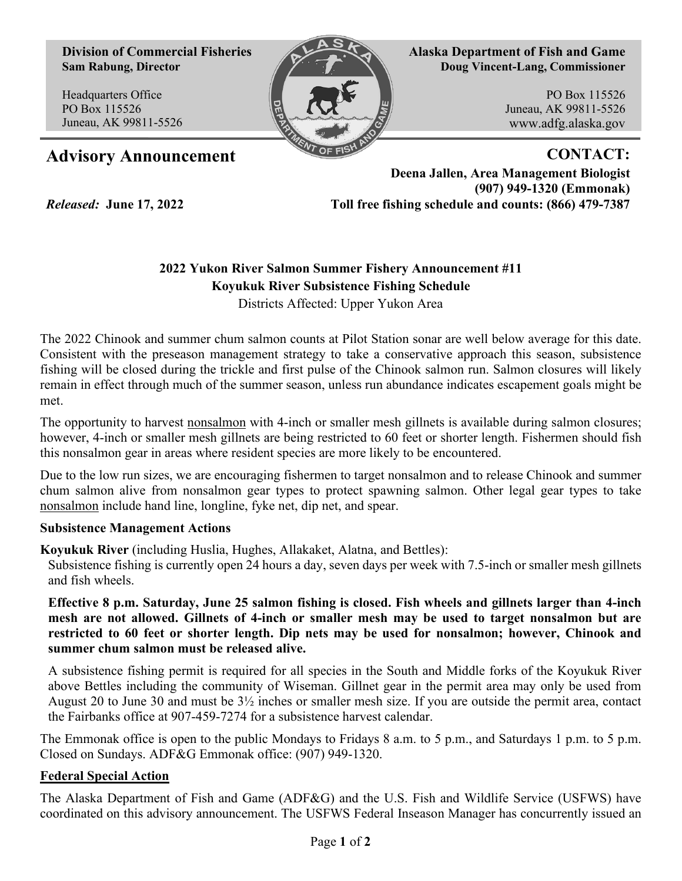**Division of Commercial Fisheries**
**Sam Rabung, Director**

Headquarters Office
PO Box 115526
Juneau, AK 99811-5526

**Alaska Department of Fish and Game**
**Doug Vincent-Lang, Commissioner**

PO Box 115526
Juneau, AK 99811-5526
www.adfg.alaska.gov

# Advisory Announcement

**CONTACT:**
**Deena Jallen, Area Management Biologist**
**(907) 949-1320 (Emmonak)**
**Toll free fishing schedule and counts: (866) 479-7387**

*Released:* **June 17, 2022**

## 2022 Yukon River Salmon Summer Fishery Announcement #11
## Koyukuk River Subsistence Fishing Schedule

Districts Affected: Upper Yukon Area

The 2022 Chinook and summer chum salmon counts at Pilot Station sonar are well below average for this date. Consistent with the preseason management strategy to take a conservative approach this season, subsistence fishing will be closed during the trickle and first pulse of the Chinook salmon run. Salmon closures will likely remain in effect through much of the summer season, unless run abundance indicates escapement goals might be met.

The opportunity to harvest nonsalmon with 4-inch or smaller mesh gillnets is available during salmon closures; however, 4-inch or smaller mesh gillnets are being restricted to 60 feet or shorter length. Fishermen should fish this nonsalmon gear in areas where resident species are more likely to be encountered.

Due to the low run sizes, we are encouraging fishermen to target nonsalmon and to release Chinook and summer chum salmon alive from nonsalmon gear types to protect spawning salmon. Other legal gear types to take nonsalmon include hand line, longline, fyke net, dip net, and spear.

**Subsistence Management Actions**

**Koyukuk River** (including Huslia, Hughes, Allakaket, Alatna, and Bettles):

Subsistence fishing is currently open 24 hours a day, seven days per week with 7.5-inch or smaller mesh gillnets and fish wheels.

**Effective 8 p.m. Saturday, June 25 salmon fishing is closed. Fish wheels and gillnets larger than 4-inch mesh are not allowed. Gillnets of 4-inch or smaller mesh may be used to target nonsalmon but are restricted to 60 feet or shorter length. Dip nets may be used for nonsalmon; however, Chinook and summer chum salmon must be released alive.**

A subsistence fishing permit is required for all species in the South and Middle forks of the Koyukuk River above Bettles including the community of Wiseman. Gillnet gear in the permit area may only be used from August 20 to June 30 and must be 3½ inches or smaller mesh size. If you are outside the permit area, contact the Fairbanks office at 907-459-7274 for a subsistence harvest calendar.

The Emmonak office is open to the public Mondays to Fridays 8 a.m. to 5 p.m., and Saturdays 1 p.m. to 5 p.m. Closed on Sundays. ADF&G Emmonak office: (907) 949-1320.

**Federal Special Action**

The Alaska Department of Fish and Game (ADF&G) and the U.S. Fish and Wildlife Service (USFWS) have coordinated on this advisory announcement. The USFWS Federal Inseason Manager has concurrently issued an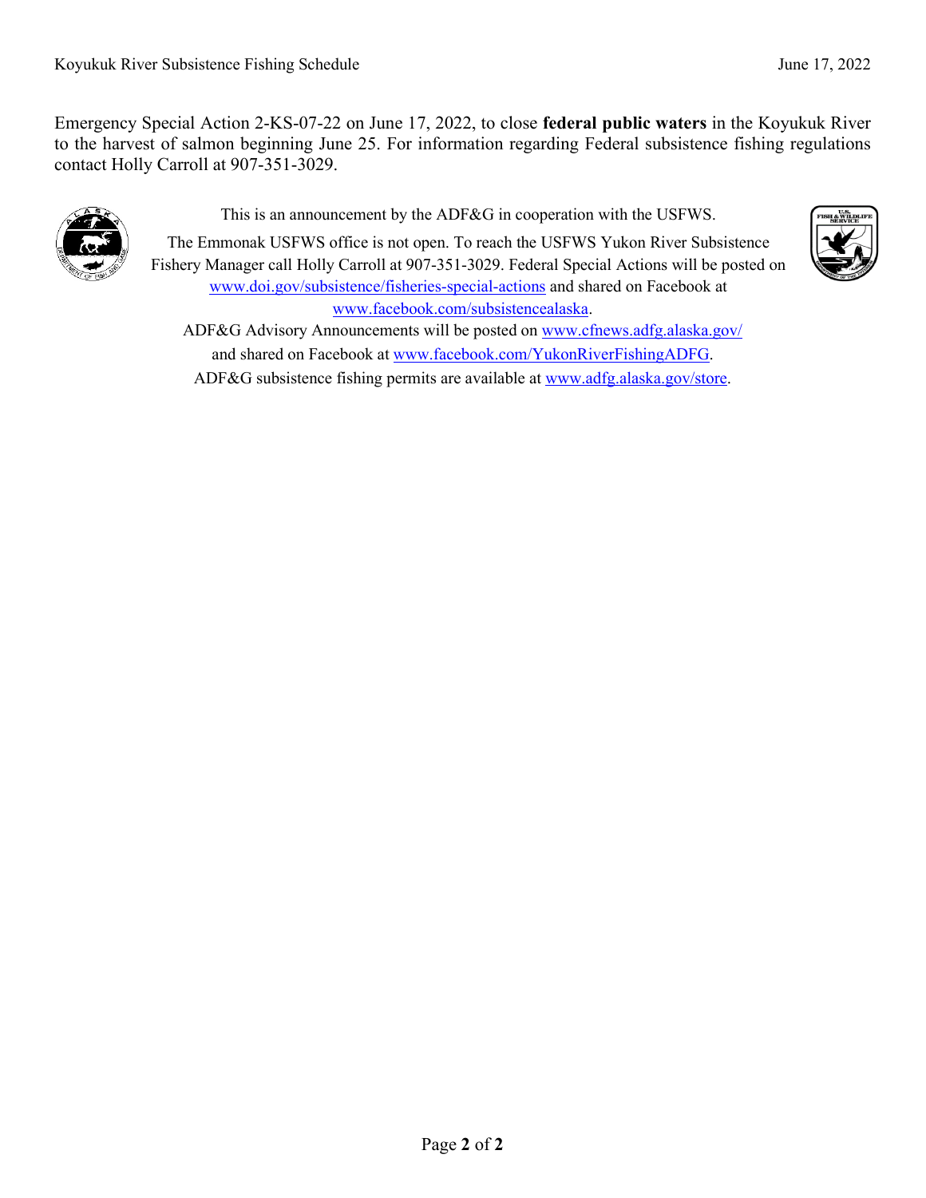Emergency Special Action 2-KS-07-22 on June 17, 2022, to close **federal public waters** in the Koyukuk River to the harvest of salmon beginning June 25. For information regarding Federal subsistence fishing regulations contact Holly Carroll at 907-351-3029.

This is an announcement by the ADF&G in cooperation with the USFWS.

The Emmonak USFWS office is not open. To reach the USFWS Yukon River Subsistence Fishery Manager call Holly Carroll at 907-351-3029. Federal Special Actions will be posted on www.doi.gov/subsistence/fisheries-special-actions and shared on Facebook at www.facebook.com/subsistencealaska.

ADF&G Advisory Announcements will be posted on www.cfnews.adfg.alaska.gov/ and shared on Facebook at www.facebook.com/YukonRiverFishingADFG.

ADF&G subsistence fishing permits are available at www.adfg.alaska.gov/store.